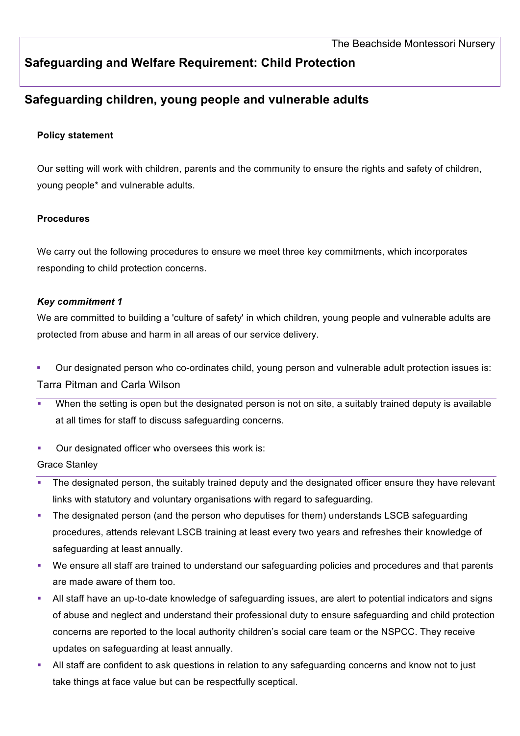The Beachside Montessori Nursery

## Safeguarding and Welfare Requirement: Child Protection

# Safeguarding children, young people and vulnerable adults

**Policy statement**

Our setting will work with children, parents and the community to ensure the rights and safety of children, young people* and vulnerable adults.

**Procedures**

We carry out the following procedures to ensure we meet three key commitments, which incorporates responding to child protection concerns.

***Key commitment 1***

We are committed to building a 'culture of safety' in which children, young people and vulnerable adults are protected from abuse and harm in all areas of our service delivery.

- Our designated person who co-ordinates child, young person and vulnerable adult protection issues is: Tarra Pitman and Carla Wilson
- When the setting is open but the designated person is not on site, a suitably trained deputy is available at all times for staff to discuss safeguarding concerns.
- Our designated officer who oversees this work is: Grace Stanley
- The designated person, the suitably trained deputy and the designated officer ensure they have relevant links with statutory and voluntary organisations with regard to safeguarding.
- The designated person (and the person who deputises for them) understands LSCB safeguarding procedures, attends relevant LSCB training at least every two years and refreshes their knowledge of safeguarding at least annually.
- We ensure all staff are trained to understand our safeguarding policies and procedures and that parents are made aware of them too.
- All staff have an up-to-date knowledge of safeguarding issues, are alert to potential indicators and signs of abuse and neglect and understand their professional duty to ensure safeguarding and child protection concerns are reported to the local authority children's social care team or the NSPCC. They receive updates on safeguarding at least annually.
- All staff are confident to ask questions in relation to any safeguarding concerns and know not to just take things at face value but can be respectfully sceptical.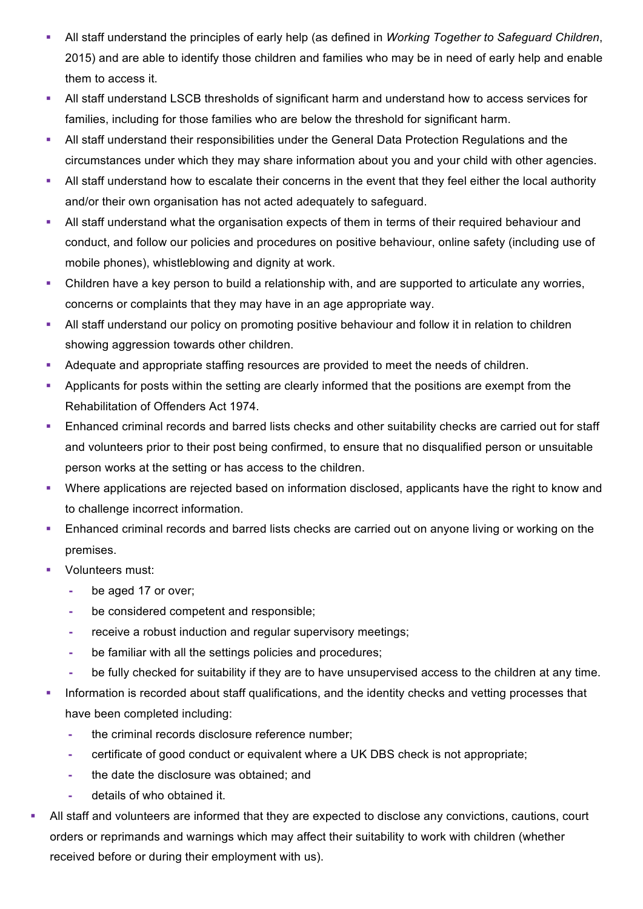- All staff understand the principles of early help (as defined in *Working Together to Safeguard Children*, 2015) and are able to identify those children and families who may be in need of early help and enable them to access it.
- All staff understand LSCB thresholds of significant harm and understand how to access services for families, including for those families who are below the threshold for significant harm.
- All staff understand their responsibilities under the General Data Protection Regulations and the circumstances under which they may share information about you and your child with other agencies.
- All staff understand how to escalate their concerns in the event that they feel either the local authority and/or their own organisation has not acted adequately to safeguard.
- All staff understand what the organisation expects of them in terms of their required behaviour and conduct, and follow our policies and procedures on positive behaviour, online safety (including use of mobile phones), whistleblowing and dignity at work.
- Children have a key person to build a relationship with, and are supported to articulate any worries, concerns or complaints that they may have in an age appropriate way.
- All staff understand our policy on promoting positive behaviour and follow it in relation to children showing aggression towards other children.
- Adequate and appropriate staffing resources are provided to meet the needs of children.
- Applicants for posts within the setting are clearly informed that the positions are exempt from the Rehabilitation of Offenders Act 1974.
- Enhanced criminal records and barred lists checks and other suitability checks are carried out for staff and volunteers prior to their post being confirmed, to ensure that no disqualified person or unsuitable person works at the setting or has access to the children.
- Where applications are rejected based on information disclosed, applicants have the right to know and to challenge incorrect information.
- Enhanced criminal records and barred lists checks are carried out on anyone living or working on the premises.
- Volunteers must:
  - be aged 17 or over;
  - be considered competent and responsible;
  - receive a robust induction and regular supervisory meetings;
  - be familiar with all the settings policies and procedures;
  - be fully checked for suitability if they are to have unsupervised access to the children at any time.
- Information is recorded about staff qualifications, and the identity checks and vetting processes that have been completed including:
  - the criminal records disclosure reference number;
  - certificate of good conduct or equivalent where a UK DBS check is not appropriate;
  - the date the disclosure was obtained; and
  - details of who obtained it.
- All staff and volunteers are informed that they are expected to disclose any convictions, cautions, court orders or reprimands and warnings which may affect their suitability to work with children (whether received before or during their employment with us).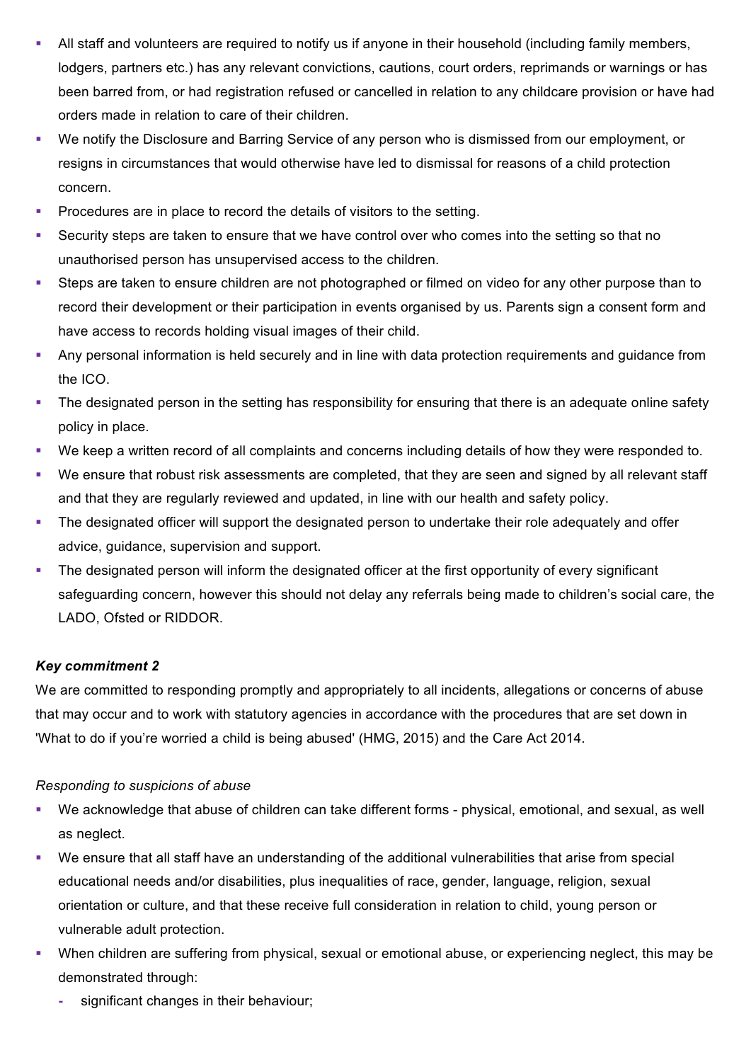- All staff and volunteers are required to notify us if anyone in their household (including family members, lodgers, partners etc.) has any relevant convictions, cautions, court orders, reprimands or warnings or has been barred from, or had registration refused or cancelled in relation to any childcare provision or have had orders made in relation to care of their children.
- We notify the Disclosure and Barring Service of any person who is dismissed from our employment, or resigns in circumstances that would otherwise have led to dismissal for reasons of a child protection concern.
- Procedures are in place to record the details of visitors to the setting.
- Security steps are taken to ensure that we have control over who comes into the setting so that no unauthorised person has unsupervised access to the children.
- Steps are taken to ensure children are not photographed or filmed on video for any other purpose than to record their development or their participation in events organised by us. Parents sign a consent form and have access to records holding visual images of their child.
- Any personal information is held securely and in line with data protection requirements and guidance from the ICO.
- The designated person in the setting has responsibility for ensuring that there is an adequate online safety policy in place.
- We keep a written record of all complaints and concerns including details of how they were responded to.
- We ensure that robust risk assessments are completed, that they are seen and signed by all relevant staff and that they are regularly reviewed and updated, in line with our health and safety policy.
- The designated officer will support the designated person to undertake their role adequately and offer advice, guidance, supervision and support.
- The designated person will inform the designated officer at the first opportunity of every significant safeguarding concern, however this should not delay any referrals being made to children's social care, the LADO, Ofsted or RIDDOR.

***Key commitment 2***

We are committed to responding promptly and appropriately to all incidents, allegations or concerns of abuse that may occur and to work with statutory agencies in accordance with the procedures that are set down in 'What to do if you're worried a child is being abused' (HMG, 2015) and the Care Act 2014.

*Responding to suspicions of abuse*

- We acknowledge that abuse of children can take different forms - physical, emotional, and sexual, as well as neglect.
- We ensure that all staff have an understanding of the additional vulnerabilities that arise from special educational needs and/or disabilities, plus inequalities of race, gender, language, religion, sexual orientation or culture, and that these receive full consideration in relation to child, young person or vulnerable adult protection.
- When children are suffering from physical, sexual or emotional abuse, or experiencing neglect, this may be demonstrated through:
  - significant changes in their behaviour;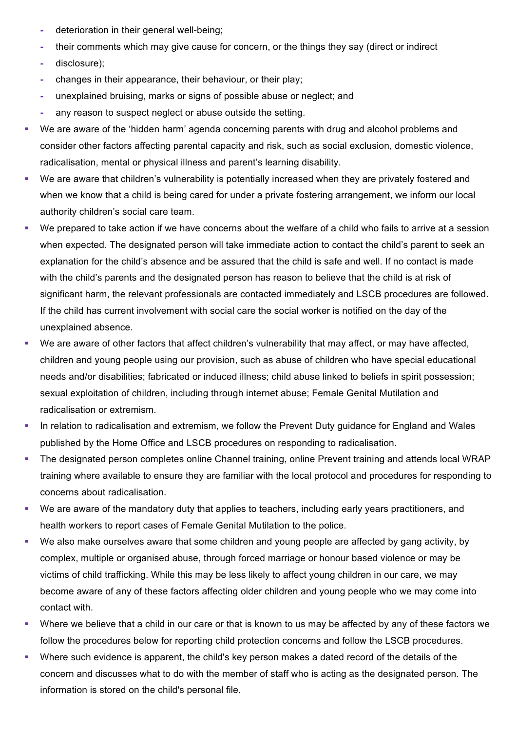- deterioration in their general well-being;
  - their comments which may give cause for concern, or the things they say (direct or indirect
  - disclosure);
  - changes in their appearance, their behaviour, or their play;
  - unexplained bruising, marks or signs of possible abuse or neglect; and
  - any reason to suspect neglect or abuse outside the setting.
- We are aware of the 'hidden harm' agenda concerning parents with drug and alcohol problems and consider other factors affecting parental capacity and risk, such as social exclusion, domestic violence, radicalisation, mental or physical illness and parent's learning disability.
- We are aware that children's vulnerability is potentially increased when they are privately fostered and when we know that a child is being cared for under a private fostering arrangement, we inform our local authority children's social care team.
- We prepared to take action if we have concerns about the welfare of a child who fails to arrive at a session when expected. The designated person will take immediate action to contact the child's parent to seek an explanation for the child's absence and be assured that the child is safe and well. If no contact is made with the child's parents and the designated person has reason to believe that the child is at risk of significant harm, the relevant professionals are contacted immediately and LSCB procedures are followed. If the child has current involvement with social care the social worker is notified on the day of the unexplained absence.
- We are aware of other factors that affect children's vulnerability that may affect, or may have affected, children and young people using our provision, such as abuse of children who have special educational needs and/or disabilities; fabricated or induced illness; child abuse linked to beliefs in spirit possession; sexual exploitation of children, including through internet abuse; Female Genital Mutilation and radicalisation or extremism.
- In relation to radicalisation and extremism, we follow the Prevent Duty guidance for England and Wales published by the Home Office and LSCB procedures on responding to radicalisation.
- The designated person completes online Channel training, online Prevent training and attends local WRAP training where available to ensure they are familiar with the local protocol and procedures for responding to concerns about radicalisation.
- We are aware of the mandatory duty that applies to teachers, including early years practitioners, and health workers to report cases of Female Genital Mutilation to the police.
- We also make ourselves aware that some children and young people are affected by gang activity, by complex, multiple or organised abuse, through forced marriage or honour based violence or may be victims of child trafficking. While this may be less likely to affect young children in our care, we may become aware of any of these factors affecting older children and young people who we may come into contact with.
- Where we believe that a child in our care or that is known to us may be affected by any of these factors we follow the procedures below for reporting child protection concerns and follow the LSCB procedures.
- Where such evidence is apparent, the child's key person makes a dated record of the details of the concern and discusses what to do with the member of staff who is acting as the designated person. The information is stored on the child's personal file.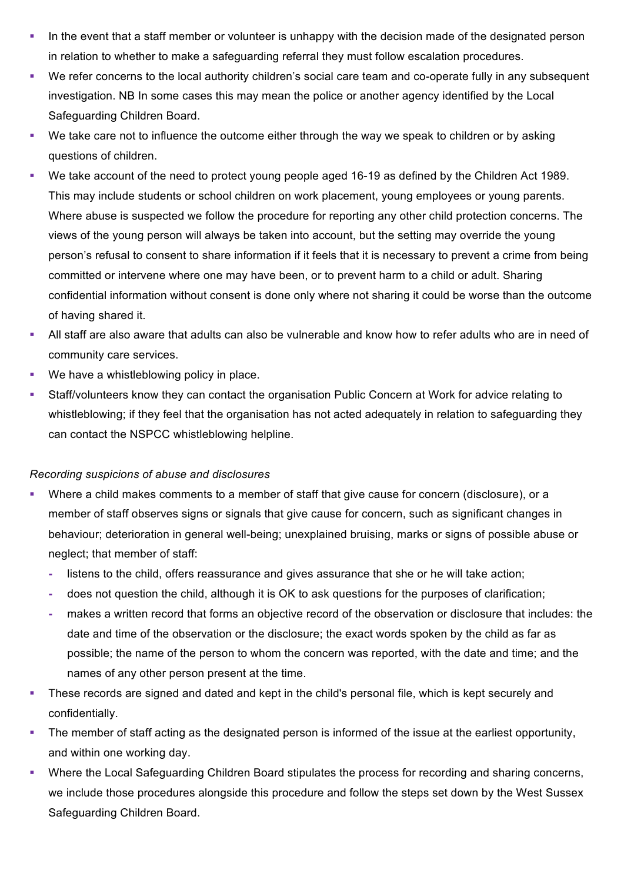- In the event that a staff member or volunteer is unhappy with the decision made of the designated person in relation to whether to make a safeguarding referral they must follow escalation procedures.
- We refer concerns to the local authority children's social care team and co-operate fully in any subsequent investigation. NB In some cases this may mean the police or another agency identified by the Local Safeguarding Children Board.
- We take care not to influence the outcome either through the way we speak to children or by asking questions of children.
- We take account of the need to protect young people aged 16-19 as defined by the Children Act 1989. This may include students or school children on work placement, young employees or young parents. Where abuse is suspected we follow the procedure for reporting any other child protection concerns. The views of the young person will always be taken into account, but the setting may override the young person's refusal to consent to share information if it feels that it is necessary to prevent a crime from being committed or intervene where one may have been, or to prevent harm to a child or adult. Sharing confidential information without consent is done only where not sharing it could be worse than the outcome of having shared it.
- All staff are also aware that adults can also be vulnerable and know how to refer adults who are in need of community care services.
- We have a whistleblowing policy in place.
- Staff/volunteers know they can contact the organisation Public Concern at Work for advice relating to whistleblowing; if they feel that the organisation has not acted adequately in relation to safeguarding they can contact the NSPCC whistleblowing helpline.

*Recording suspicions of abuse and disclosures*

- Where a child makes comments to a member of staff that give cause for concern (disclosure), or a member of staff observes signs or signals that give cause for concern, such as significant changes in behaviour; deterioration in general well-being; unexplained bruising, marks or signs of possible abuse or neglect; that member of staff:
  - listens to the child, offers reassurance and gives assurance that she or he will take action;
  - does not question the child, although it is OK to ask questions for the purposes of clarification;
  - makes a written record that forms an objective record of the observation or disclosure that includes: the date and time of the observation or the disclosure; the exact words spoken by the child as far as possible; the name of the person to whom the concern was reported, with the date and time; and the names of any other person present at the time.
- These records are signed and dated and kept in the child's personal file, which is kept securely and confidentially.
- The member of staff acting as the designated person is informed of the issue at the earliest opportunity, and within one working day.
- Where the Local Safeguarding Children Board stipulates the process for recording and sharing concerns, we include those procedures alongside this procedure and follow the steps set down by the West Sussex Safeguarding Children Board.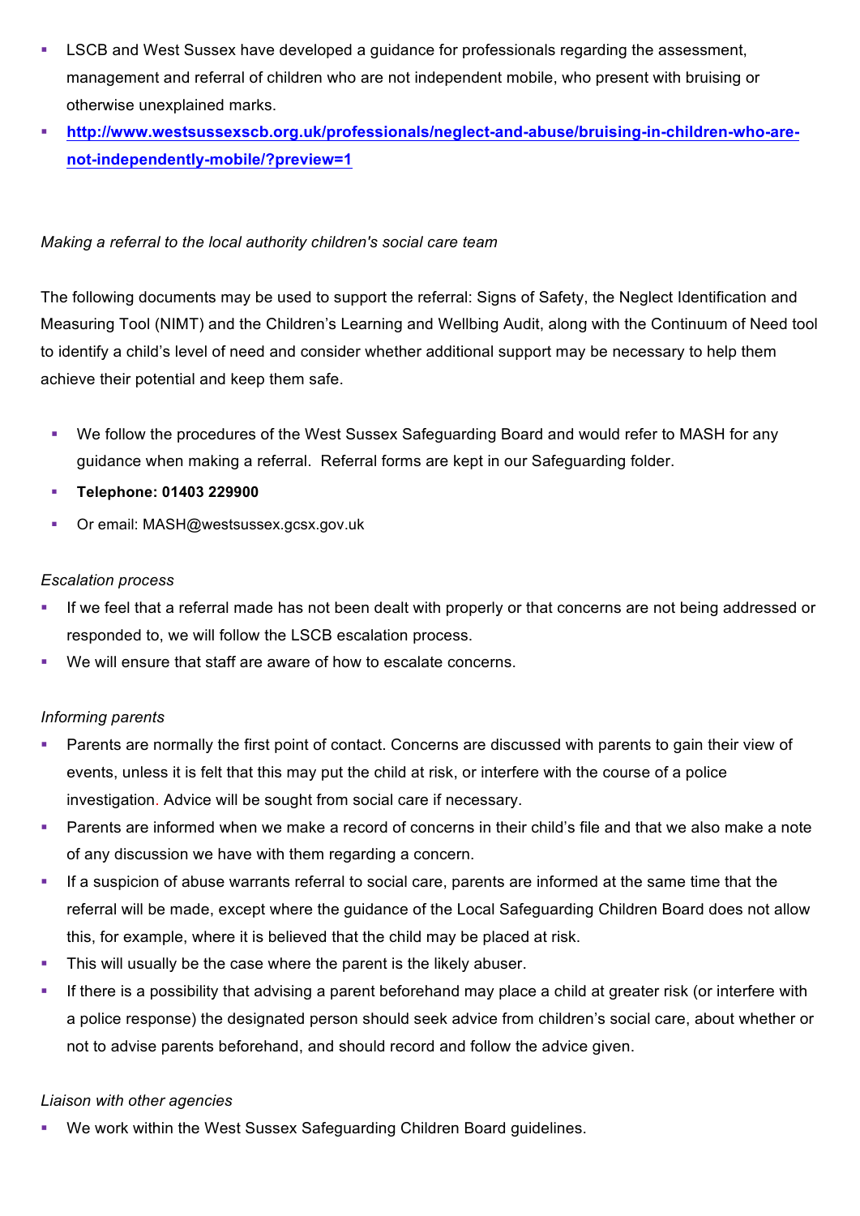- LSCB and West Sussex have developed a guidance for professionals regarding the assessment, management and referral of children who are not independent mobile, who present with bruising or otherwise unexplained marks.
- **[http://www.westsussexscb.org.uk/professionals/neglect-and-abuse/bruising-in-children-who-are-not-independently-mobile/?preview=1](http://www.westsussexscb.org.uk/professionals/neglect-and-abuse/bruising-in-children-who-are-not-independently-mobile/?preview=1)**

*Making a referral to the local authority children's social care team*

The following documents may be used to support the referral: Signs of Safety, the Neglect Identification and Measuring Tool (NIMT) and the Children's Learning and Wellbing Audit, along with the Continuum of Need tool to identify a child's level of need and consider whether additional support may be necessary to help them achieve their potential and keep them safe.

- We follow the procedures of the West Sussex Safeguarding Board and would refer to MASH for any guidance when making a referral. Referral forms are kept in our Safeguarding folder.
- **Telephone: 01403 229900**
- Or email: MASH@westsussex.gcsx.gov.uk

*Escalation process*

- If we feel that a referral made has not been dealt with properly or that concerns are not being addressed or responded to, we will follow the LSCB escalation process.
- We will ensure that staff are aware of how to escalate concerns.

*Informing parents*

- Parents are normally the first point of contact. Concerns are discussed with parents to gain their view of events, unless it is felt that this may put the child at risk, or interfere with the course of a police investigation. Advice will be sought from social care if necessary.
- Parents are informed when we make a record of concerns in their child's file and that we also make a note of any discussion we have with them regarding a concern.
- If a suspicion of abuse warrants referral to social care, parents are informed at the same time that the referral will be made, except where the guidance of the Local Safeguarding Children Board does not allow this, for example, where it is believed that the child may be placed at risk.
- This will usually be the case where the parent is the likely abuser.
- If there is a possibility that advising a parent beforehand may place a child at greater risk (or interfere with a police response) the designated person should seek advice from children's social care, about whether or not to advise parents beforehand, and should record and follow the advice given.

*Liaison with other agencies*

- We work within the West Sussex Safeguarding Children Board guidelines.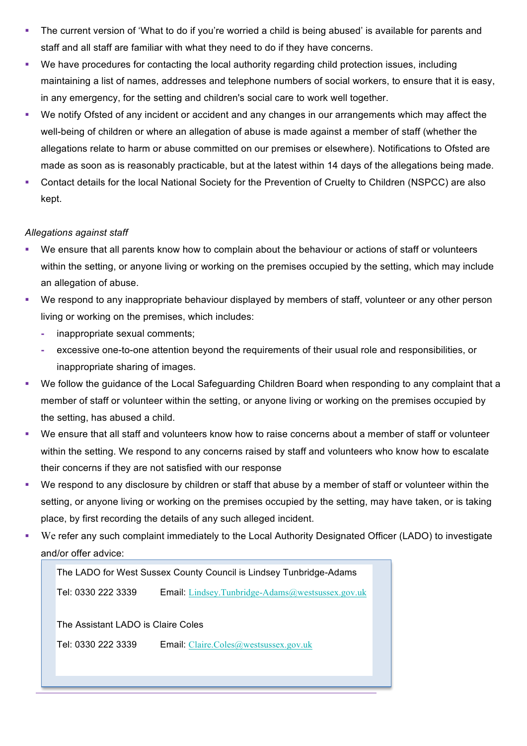- The current version of 'What to do if you're worried a child is being abused' is available for parents and staff and all staff are familiar with what they need to do if they have concerns.
- We have procedures for contacting the local authority regarding child protection issues, including maintaining a list of names, addresses and telephone numbers of social workers, to ensure that it is easy, in any emergency, for the setting and children's social care to work well together.
- We notify Ofsted of any incident or accident and any changes in our arrangements which may affect the well-being of children or where an allegation of abuse is made against a member of staff (whether the allegations relate to harm or abuse committed on our premises or elsewhere). Notifications to Ofsted are made as soon as is reasonably practicable, but at the latest within 14 days of the allegations being made.
- Contact details for the local National Society for the Prevention of Cruelty to Children (NSPCC) are also kept.

*Allegations against staff*

- We ensure that all parents know how to complain about the behaviour or actions of staff or volunteers within the setting, or anyone living or working on the premises occupied by the setting, which may include an allegation of abuse.
- We respond to any inappropriate behaviour displayed by members of staff, volunteer or any other person living or working on the premises, which includes:
  - inappropriate sexual comments;
  - excessive one-to-one attention beyond the requirements of their usual role and responsibilities, or inappropriate sharing of images.
- We follow the guidance of the Local Safeguarding Children Board when responding to any complaint that a member of staff or volunteer within the setting, or anyone living or working on the premises occupied by the setting, has abused a child.
- We ensure that all staff and volunteers know how to raise concerns about a member of staff or volunteer within the setting. We respond to any concerns raised by staff and volunteers who know how to escalate their concerns if they are not satisfied with our response
- We respond to any disclosure by children or staff that abuse by a member of staff or volunteer within the setting, or anyone living or working on the premises occupied by the setting, may have taken, or is taking place, by first recording the details of any such alleged incident.
- We refer any such complaint immediately to the Local Authority Designated Officer (LADO) to investigate and/or offer advice:

> The LADO for West Sussex County Council is Lindsey Tunbridge-Adams
>
> Tel: 0330 222 3339 Email: Lindsey.Tunbridge-Adams@westsussex.gov.uk
>
> The Assistant LADO is Claire Coles
>
> Tel: 0330 222 3339 Email: Claire.Coles@westsussex.gov.uk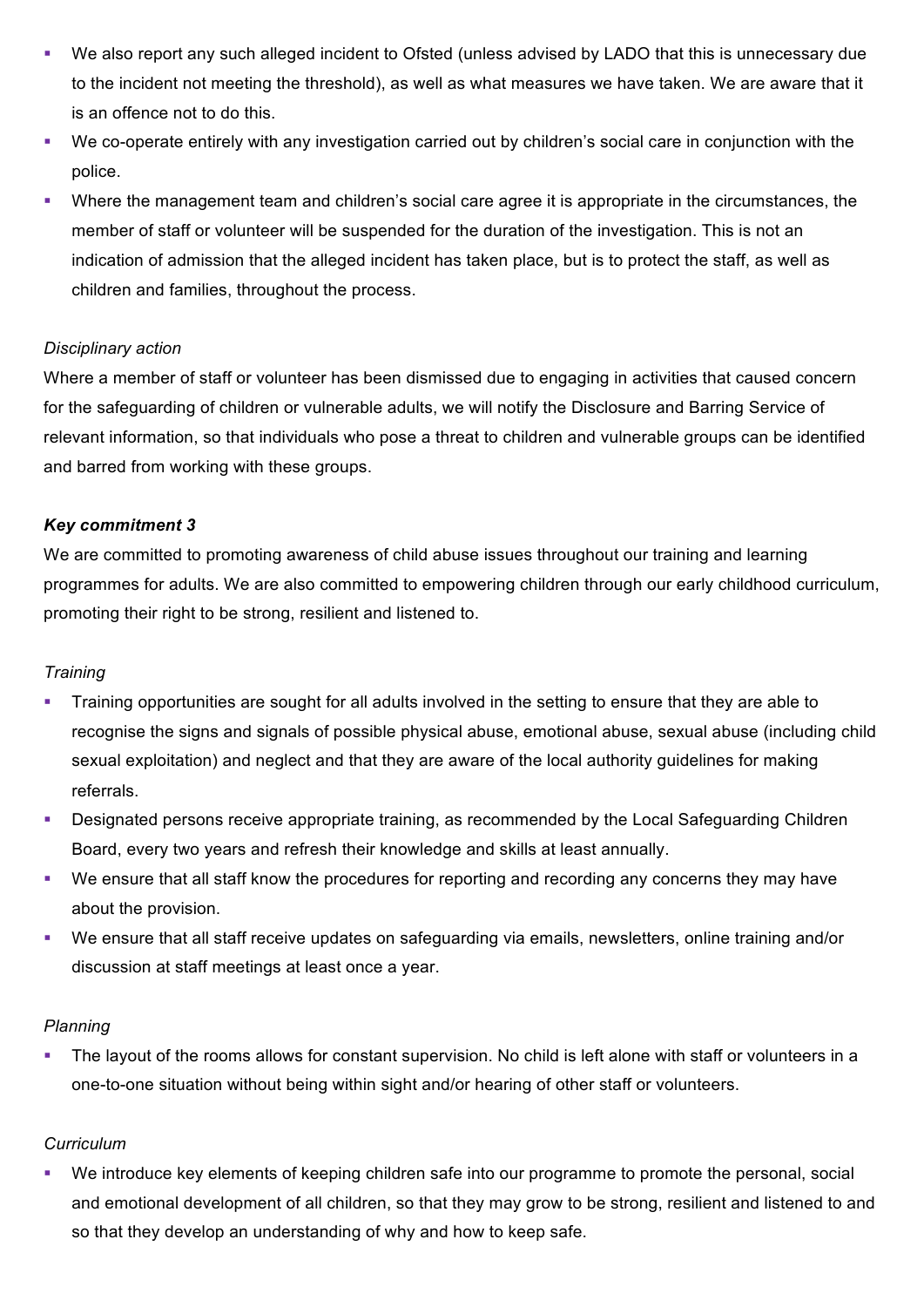- We also report any such alleged incident to Ofsted (unless advised by LADO that this is unnecessary due to the incident not meeting the threshold), as well as what measures we have taken. We are aware that it is an offence not to do this.
- We co-operate entirely with any investigation carried out by children's social care in conjunction with the police.
- Where the management team and children's social care agree it is appropriate in the circumstances, the member of staff or volunteer will be suspended for the duration of the investigation. This is not an indication of admission that the alleged incident has taken place, but is to protect the staff, as well as children and families, throughout the process.

*Disciplinary action*

Where a member of staff or volunteer has been dismissed due to engaging in activities that caused concern for the safeguarding of children or vulnerable adults, we will notify the Disclosure and Barring Service of relevant information, so that individuals who pose a threat to children and vulnerable groups can be identified and barred from working with these groups.

***Key commitment 3***

We are committed to promoting awareness of child abuse issues throughout our training and learning programmes for adults. We are also committed to empowering children through our early childhood curriculum, promoting their right to be strong, resilient and listened to.

*Training*

- Training opportunities are sought for all adults involved in the setting to ensure that they are able to recognise the signs and signals of possible physical abuse, emotional abuse, sexual abuse (including child sexual exploitation) and neglect and that they are aware of the local authority guidelines for making referrals.
- Designated persons receive appropriate training, as recommended by the Local Safeguarding Children Board, every two years and refresh their knowledge and skills at least annually.
- We ensure that all staff know the procedures for reporting and recording any concerns they may have about the provision.
- We ensure that all staff receive updates on safeguarding via emails, newsletters, online training and/or discussion at staff meetings at least once a year.

*Planning*

- The layout of the rooms allows for constant supervision. No child is left alone with staff or volunteers in a one-to-one situation without being within sight and/or hearing of other staff or volunteers.

*Curriculum*

- We introduce key elements of keeping children safe into our programme to promote the personal, social and emotional development of all children, so that they may grow to be strong, resilient and listened to and so that they develop an understanding of why and how to keep safe.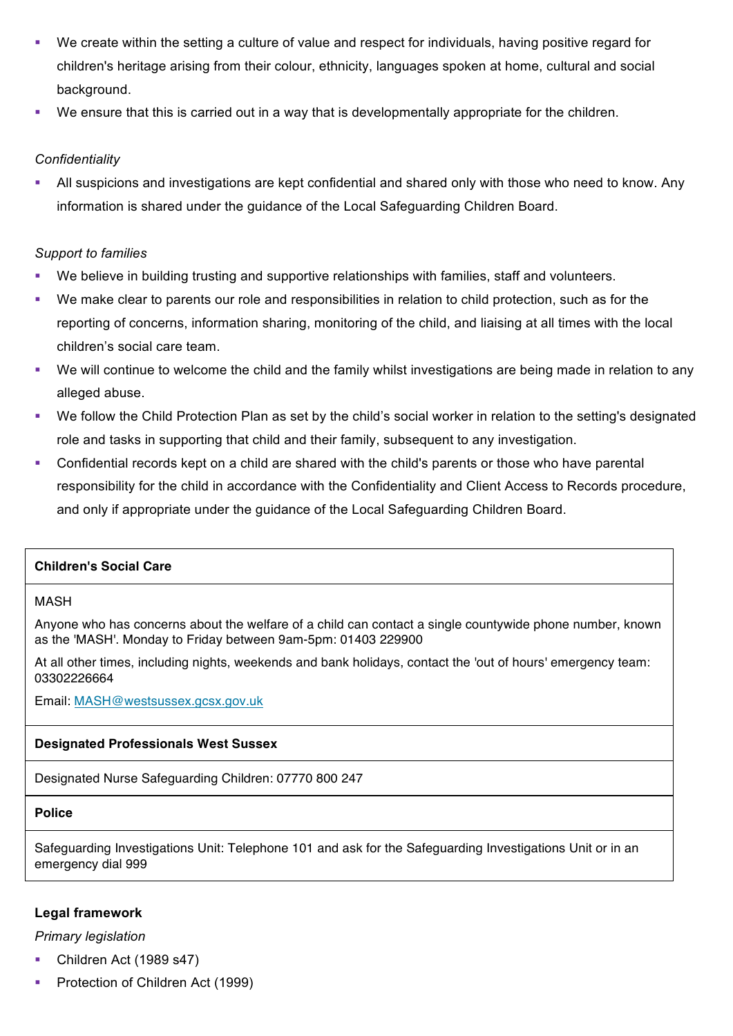- We create within the setting a culture of value and respect for individuals, having positive regard for children's heritage arising from their colour, ethnicity, languages spoken at home, cultural and social background.
- We ensure that this is carried out in a way that is developmentally appropriate for the children.

*Confidentiality*

- All suspicions and investigations are kept confidential and shared only with those who need to know. Any information is shared under the guidance of the Local Safeguarding Children Board.

*Support to families*

- We believe in building trusting and supportive relationships with families, staff and volunteers.
- We make clear to parents our role and responsibilities in relation to child protection, such as for the reporting of concerns, information sharing, monitoring of the child, and liaising at all times with the local children’s social care team.
- We will continue to welcome the child and the family whilst investigations are being made in relation to any alleged abuse.
- We follow the Child Protection Plan as set by the child’s social worker in relation to the setting's designated role and tasks in supporting that child and their family, subsequent to any investigation.
- Confidential records kept on a child are shared with the child's parents or those who have parental responsibility for the child in accordance with the Confidentiality and Client Access to Records procedure, and only if appropriate under the guidance of the Local Safeguarding Children Board.

| **Children's Social Care** |
|---|
| MASH<br>Anyone who has concerns about the welfare of a child can contact a single countywide phone number, known as the 'MASH'. Monday to Friday between 9am-5pm: 01403 229900<br>At all other times, including nights, weekends and bank holidays, contact the 'out of hours' emergency team: 03302226664<br>Email: [MASH@westsussex.gcsx.gov.uk](mailto:MASH@westsussex.gcsx.gov.uk) |
| **Designated Professionals West Sussex** |
| Designated Nurse Safeguarding Children: 07770 800 247 |
| **Police** |
| Safeguarding Investigations Unit: Telephone 101 and ask for the Safeguarding Investigations Unit or in an emergency dial 999 |

**Legal framework**

*Primary legislation*

- Children Act (1989 s47)
- Protection of Children Act (1999)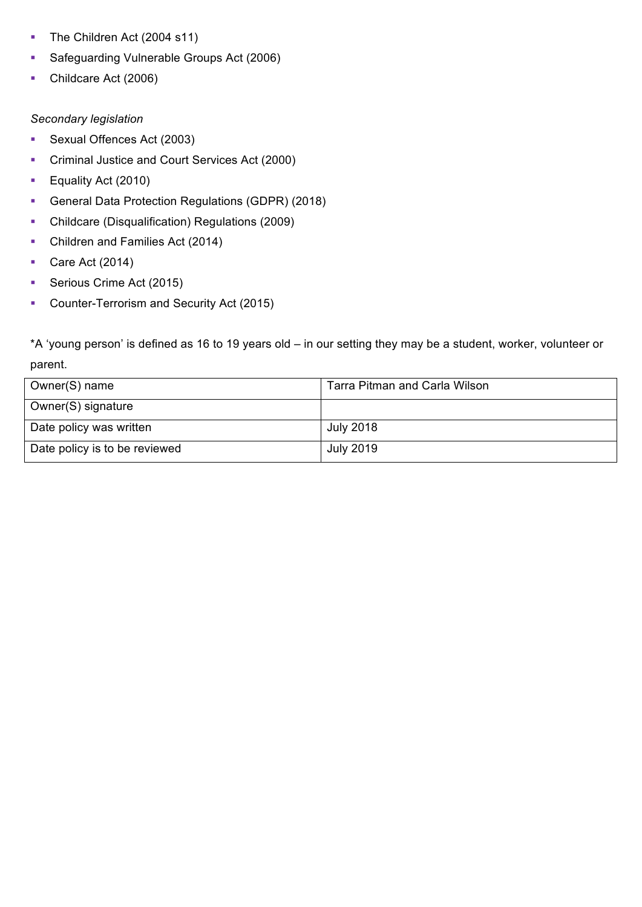- The Children Act (2004 s11)
- Safeguarding Vulnerable Groups Act (2006)
- Childcare Act (2006)

*Secondary legislation*

- Sexual Offences Act (2003)
- Criminal Justice and Court Services Act (2000)
- Equality Act (2010)
- General Data Protection Regulations (GDPR) (2018)
- Childcare (Disqualification) Regulations (2009)
- Children and Families Act (2014)
- Care Act (2014)
- Serious Crime Act (2015)
- Counter-Terrorism and Security Act (2015)

*A 'young person' is defined as 16 to 19 years old – in our setting they may be a student, worker, volunteer or parent.

| | |
|---|---|
| Owner(S) name | Tarra Pitman and Carla Wilson |
| Owner(S) signature | |
| Date policy was written | July 2018 |
| Date policy is to be reviewed | July 2019 |